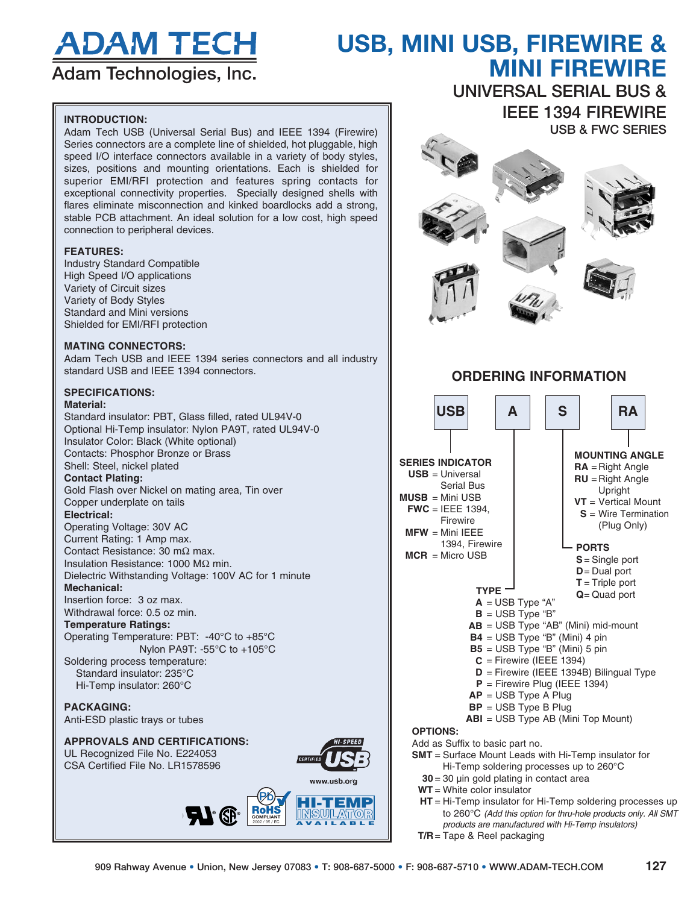# ADAM TECH

Adam Technologies, Inc.

# USB, MINI USB, FIREWIRE & MINI FIREWIRE

## UNIVERSAL SERIAL BUS & IEEE 1394 FIREWIRE

### USB & FWC SERIES

**INTRODUCTION:**

Adam Tech USB (Universal Serial Bus) and IEEE 1394 (Firewire) Series connectors are a complete line of shielded, hot pluggable, high speed I/O interface connectors available in a variety of body styles, sizes, positions and mounting orientations. Each is shielded for superior EMI/RFI protection and features spring contacts for exceptional connectivity properties. Specially designed shells with flares eliminate misconnection and kinked boardlocks add a strong, stable PCB attachment. An ideal solution for a low cost, high speed connection to peripheral devices.

**FEATURES:**

Industry Standard Compatible
High Speed I/O applications
Variety of Circuit sizes
Variety of Body Styles
Standard and Mini versions
Shielded for EMI/RFI protection

**MATING CONNECTORS:**

Adam Tech USB and IEEE 1394 series connectors and all industry standard USB and IEEE 1394 connectors.

**SPECIFICATIONS:**

**Material:**
Standard insulator: PBT, Glass filled, rated UL94V-0
Optional Hi-Temp insulator: Nylon PA9T, rated UL94V-0
Insulator Color: Black (White optional)
Contacts: Phosphor Bronze or Brass
Shell: Steel, nickel plated

**Contact Plating:**
Gold Flash over Nickel on mating area, Tin over Copper underplate on tails

**Electrical:**
Operating Voltage: 30V AC
Current Rating: 1 Amp max.
Contact Resistance: 30 mΩ max.
Insulation Resistance: 1000 MΩ min.
Dielectric Withstanding Voltage: 100V AC for 1 minute

**Mechanical:**
Insertion force: 3 oz max.
Withdrawal force: 0.5 oz min.

**Temperature Ratings:**
Operating Temperature: PBT: -40°C to +85°C
Nylon PA9T: -55°C to +105°C
Soldering process temperature:
Standard insulator: 235°C
Hi-Temp insulator: 260°C

**PACKAGING:**

Anti-ESD plastic trays or tubes

**APPROVALS AND CERTIFICATIONS:**

UL Recognized File No. E224053
CSA Certified File No. LR1578596

www.usb.org

HI-TEMP INSULATOR AVAILABLE

## ORDERING INFORMATION

**USB | A | S | RA**

**SERIES INDICATOR**
- **USB** = Universal Serial Bus
- **MUSB** = Mini USB
- **FWC** = IEEE 1394, Firewire
- **MFW** = Mini IEEE 1394, Firewire
- **MCR** = Micro USB

**TYPE**
- **A** = USB Type "A"
- **B** = USB Type "B"
- **AB** = USB Type "AB" (Mini) mid-mount
- **B4** = USB Type "B" (Mini) 4 pin
- **B5** = USB Type "B" (Mini) 5 pin
- **C** = Firewire (IEEE 1394)
- **D** = Firewire (IEEE 1394B) Bilingual Type
- **P** = Firewire Plug (IEEE 1394)
- **AP** = USB Type A Plug
- **BP** = USB Type B Plug
- **ABI** = USB Type AB (Mini Top Mount)

**PORTS**
- **S** = Single port
- **D** = Dual port
- **T** = Triple port
- **Q** = Quad port

**MOUNTING ANGLE**
- **RA** = Right Angle
- **RU** = Right Angle Upright
- **VT** = Vertical Mount
- **S** = Wire Termination (Plug Only)

**OPTIONS:**

Add as Suffix to basic part no.
- **SMT** = Surface Mount Leads with Hi-Temp insulator for Hi-Temp soldering processes up to 260°C
- **30** = 30 µin gold plating in contact area
- **WT** = White color insulator
- **HT** = Hi-Temp insulator for Hi-Temp soldering processes up to 260°C *(Add this option for thru-hole products only. All SMT products are manufactured with Hi-Temp insulators)*
- **T/R** = Tape & Reel packaging

909 Rahway Avenue • Union, New Jersey 07083 • T: 908-687-5000 • F: 908-687-5710 • WWW.ADAM-TECH.COM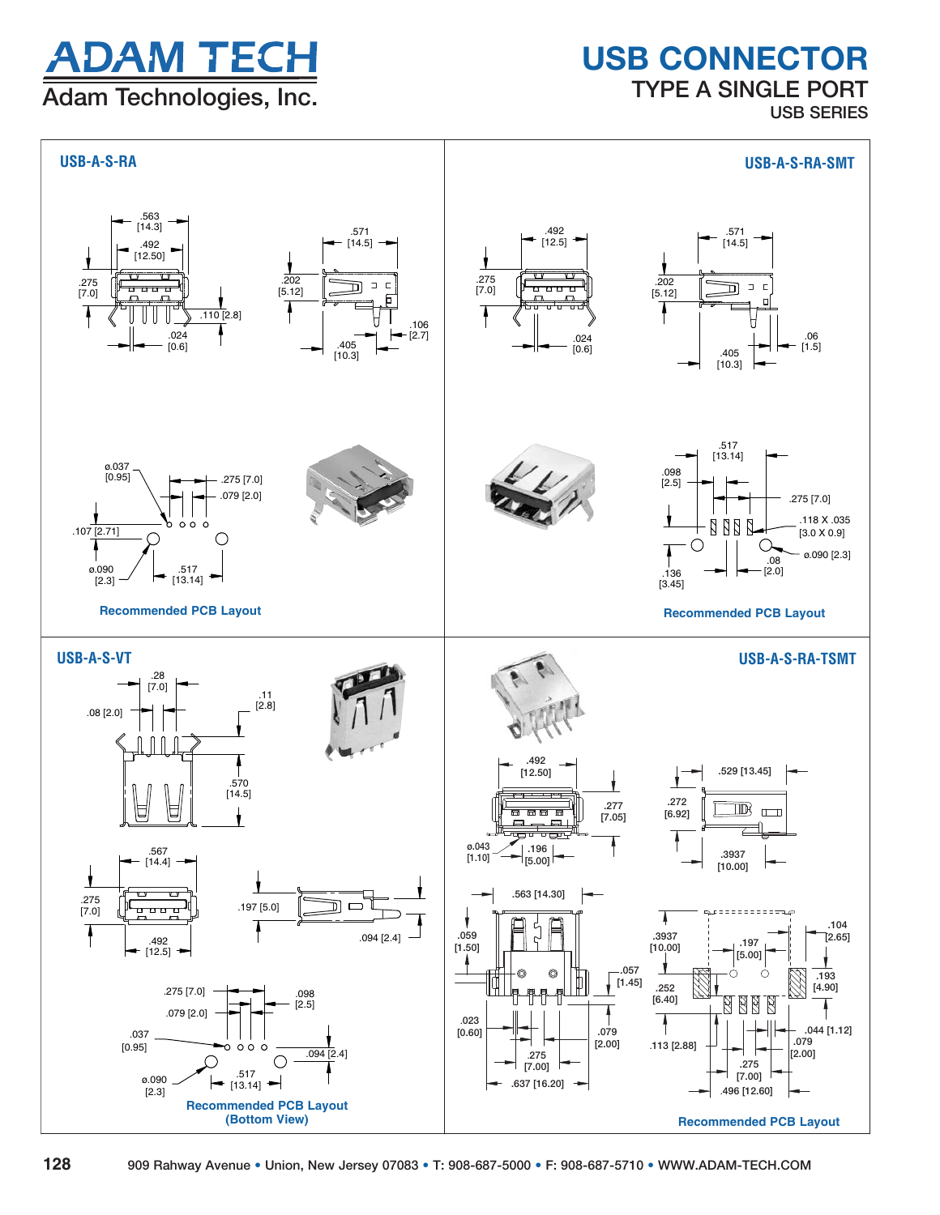# ADAM TECH

Adam Technologies, Inc.

# USB CONNECTOR

## TYPE A SINGLE PORT

### USB SERIES

## USB-A-S-RA

.563 [14.3]
.492 [12.50]
.275 [7.0]
.110 [2.8]
.024 [0.6]
.571 [14.5]
.202 [5.12]
.106 [2.7]
.405 [10.3]

ø.037 [0.95]
.275 [7.0]
.079 [2.0]
.107 [2.71]
ø.090 [2.3]
.517 [13.14]

**Recommended PCB Layout**

## USB-A-S-RA-SMT

.492 [12.5]
.275 [7.0]
.024 [0.6]
.571 [14.5]
.202 [5.12]
.06 [1.5]
.405 [10.3]

.517 [13.14]
.098 [2.5]
.275 [7.0]
.118 X .035 [3.0 X 0.9]
ø.090 [2.3]
.08 [2.0]
.136 [3.45]

**Recommended PCB Layout**

## USB-A-S-VT

.28 [7.0]
.08 [2.0]
.11 [2.8]
.570 [14.5]
.567 [14.4]
.275 [7.0]
.492 [12.5]
.197 [5.0]
.094 [2.4]

.275 [7.0]
.079 [2.0]
.098 [2.5]
.037 [0.95]
.094 [2.4]
ø.090 [2.3]
.517 [13.14]

**Recommended PCB Layout (Bottom View)**

## USB-A-S-RA-TSMT

.492 [12.50]
.277 [7.05]
ø.043 [1.10]
.196 [5.00]
.529 [13.45]
.272 [6.92]
.3937 [10.00]

.563 [14.30]
.059 [1.50]
.057 [1.45]
.023 [0.60]
.079 [2.00]
.275 [7.00]
.637 [16.20]

.3937 [10.00]
.104 [2.65]
.197 [5.00]
.193 [4.90]
.252 [6.40]
.113 [2.88]
.044 [1.12]
.079 [2.00]
.275 [7.00]
.496 [12.60]

**Recommended PCB Layout**

909 Rahway Avenue • Union, New Jersey 07083 • T: 908-687-5000 • F: 908-687-5710 • WWW.ADAM-TECH.COM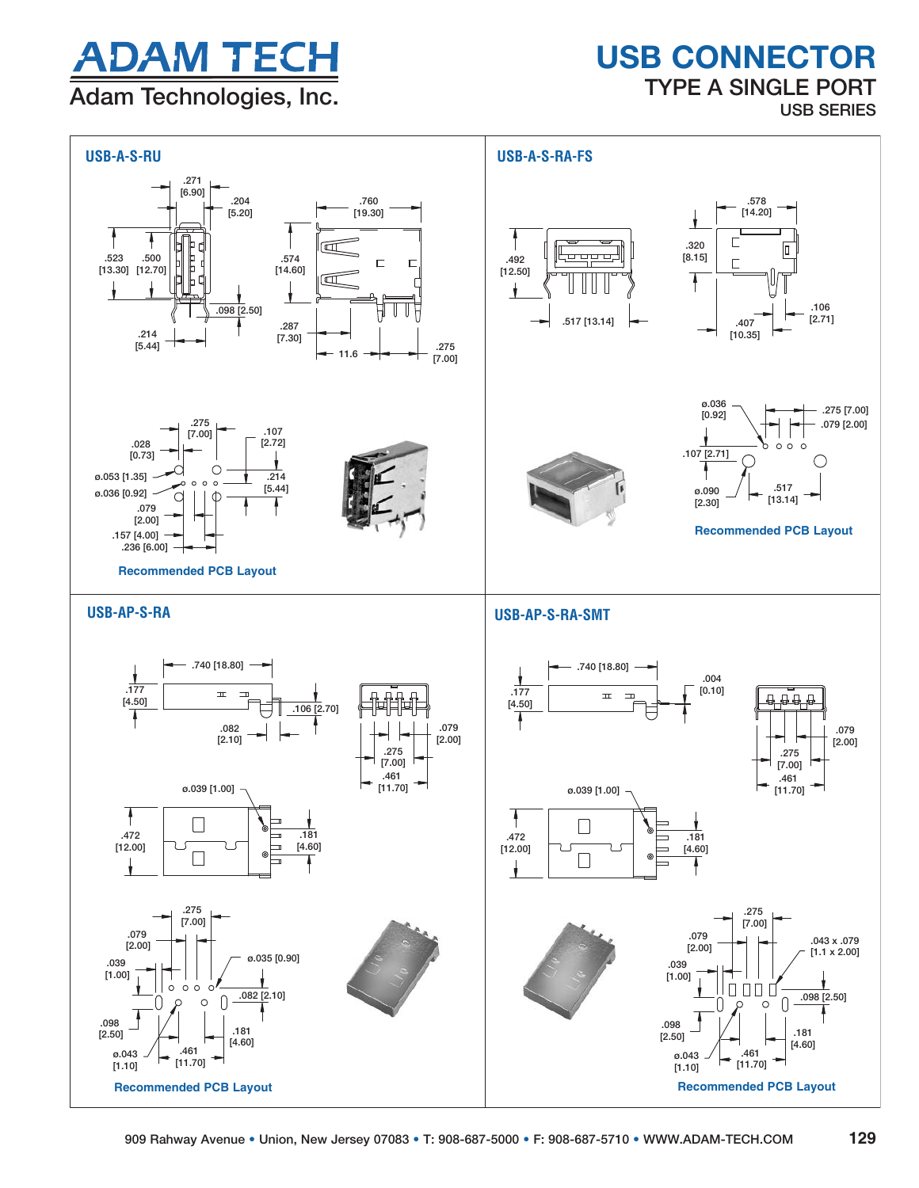# ADAM TECH

Adam Technologies, Inc.

# USB CONNECTOR

## TYPE A SINGLE PORT

### USB SERIES

## USB-A-S-RU

.271 [6.90]
.204 [5.20]
.760 [19.30]
.523 [13.30]
.500 [12.70]
.574 [14.60]
.098 [2.50]
.214 [5.44]
.287 [7.30]
11.6
.275 [7.00]

.275 [7.00]
.028 [0.73]
.107 [2.72]
ø.053 [1.35]
ø.036 [0.92]
.214 [5.44]
.079 [2.00]
.157 [4.00]
.236 [6.00]

**Recommended PCB Layout**

## USB-A-S-RA-FS

.578 [14.20]
.492 [12.50]
.320 [8.15]
.517 [13.14]
.407 [10.35]
.106 [2.71]

ø.036 [0.92]
.275 [7.00]
.079 [2.00]
.107 [2.71]
ø.090 [2.30]
.517 [13.14]

**Recommended PCB Layout**

## USB-AP-S-RA

.740 [18.80]
.177 [4.50]
.106 [2.70]
.082 [2.10]
.079 [2.00]
.275 [7.00]
.461 [11.70]
ø.039 [1.00]
.472 [12.00]
.181 [4.60]

.275 [7.00]
.079 [2.00]
.039 [1.00]
ø.035 [0.90]
.082 [2.10]
.098 [2.50]
.181 [4.60]
ø.043 [1.10]
.461 [11.70]

**Recommended PCB Layout**

## USB-AP-S-RA-SMT

.740 [18.80]
.177 [4.50]
.004 [0.10]
.079 [2.00]
.275 [7.00]
.461 [11.70]
ø.039 [1.00]
.472 [12.00]
.181 [4.60]

.275 [7.00]
.079 [2.00]
.043 x .079 [1.1 x 2.00]
.039 [1.00]
.098 [2.50]
.098 [2.50]
.181 [4.60]
ø.043 [1.10]
.461 [11.70]

**Recommended PCB Layout**

909 Rahway Avenue • Union, New Jersey 07083 • T: 908-687-5000 • F: 908-687-5710 • WWW.ADAM-TECH.COM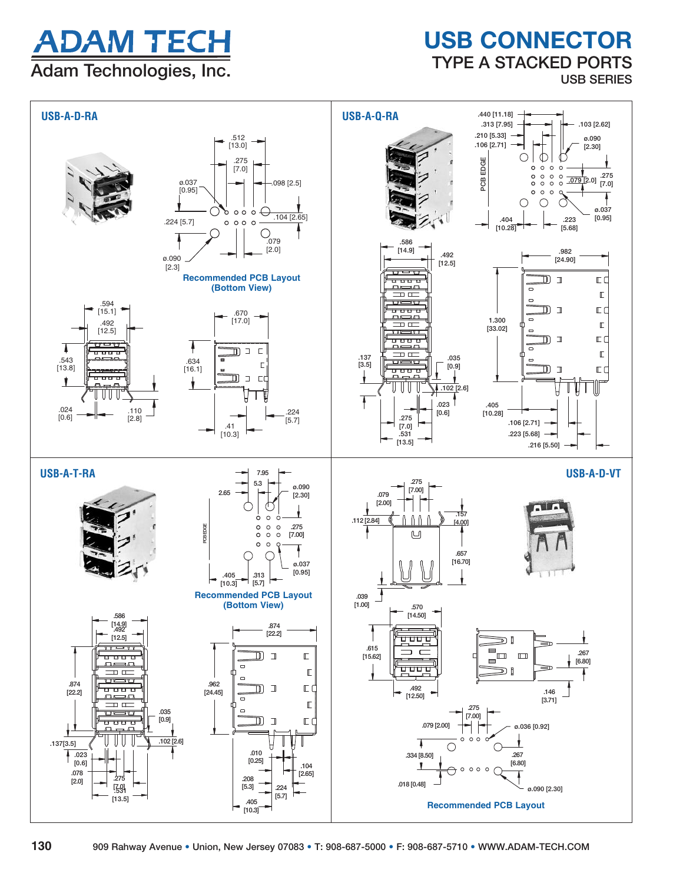# ADAM TECH

Adam Technologies, Inc.

# USB CONNECTOR

## TYPE A STACKED PORTS

### USB SERIES

## USB-A-D-RA

ø.037 [0.95]
.512 [13.0]
.275 [7.0]
.098 [2.5]
.224 [5.7]
.104 [2.65]
.079 [2.0]
ø.090 [2.3]

**Recommended PCB Layout (Bottom View)**

.594 [15.1]
.492 [12.5]
.543 [13.8]
.024 [0.6]
.110 [2.8]
.670 [17.0]
.634 [16.1]
.41 [10.3]
.224 [5.7]

## USB-A-Q-RA

.440 [11.18]
.313 [7.95]
.103 [2.62]
.210 [5.33]
.106 [2.71]
ø.090 [2.30]
PCB EDGE
.079 [2.0]
.275 [7.0]
ø.037 [0.95]
.404 [10.28]
.223 [5.68]

.586 [14.9]
.492 [12.5]
.982 [24.90]
1.300 [33.02]
.137 [3.5]
.035 [0.9]
.102 [2.6]
.023 [0.6]
.275 [7.0]
.531 [13.5]
.405 [10.28]
.106 [2.71]
.223 [5.68]
.216 [5.50]

## USB-A-T-RA

7.95
5.3
2.65
ø.090 [2.30]
PCB EDGE
.275 [7.00]
ø.037 [0.95]
.405 [10.3]
.313 [5.7]

**Recommended PCB Layout (Bottom View)**

.586 [14.9]
.492 [12.5]
.874 [22.2]
.035 [0.9]
.137[3.5]
.102 [2.6]
.023 [0.6]
.078 [2.0]
.275 [7.0]
.531 [13.5]
.874 [22.2]
.962 [24.45]
.010 [0.25]
.104 [2.65]
.208 [5.3]
.224 [5.7]
.405 [10.3]

## USB-A-D-VT

.275 [7.00]
.079 [2.00]
.112 [2.84]
.157 [4.00]
.657 [16.70]
.039 [1.00]
.570 [14.50]
.615 [15.62]
.492 [12.50]
.267 [6.80]
.146 [3.71]

.275 [7.00]
.079 [2.00]
ø.036 [0.92]
.334 [8.50]
.267 [6.80]
.018 [0.48]
ø.090 [2.30]

**Recommended PCB Layout**

909 Rahway Avenue • Union, New Jersey 07083 • T: 908-687-5000 • F: 908-687-5710 • WWW.ADAM-TECH.COM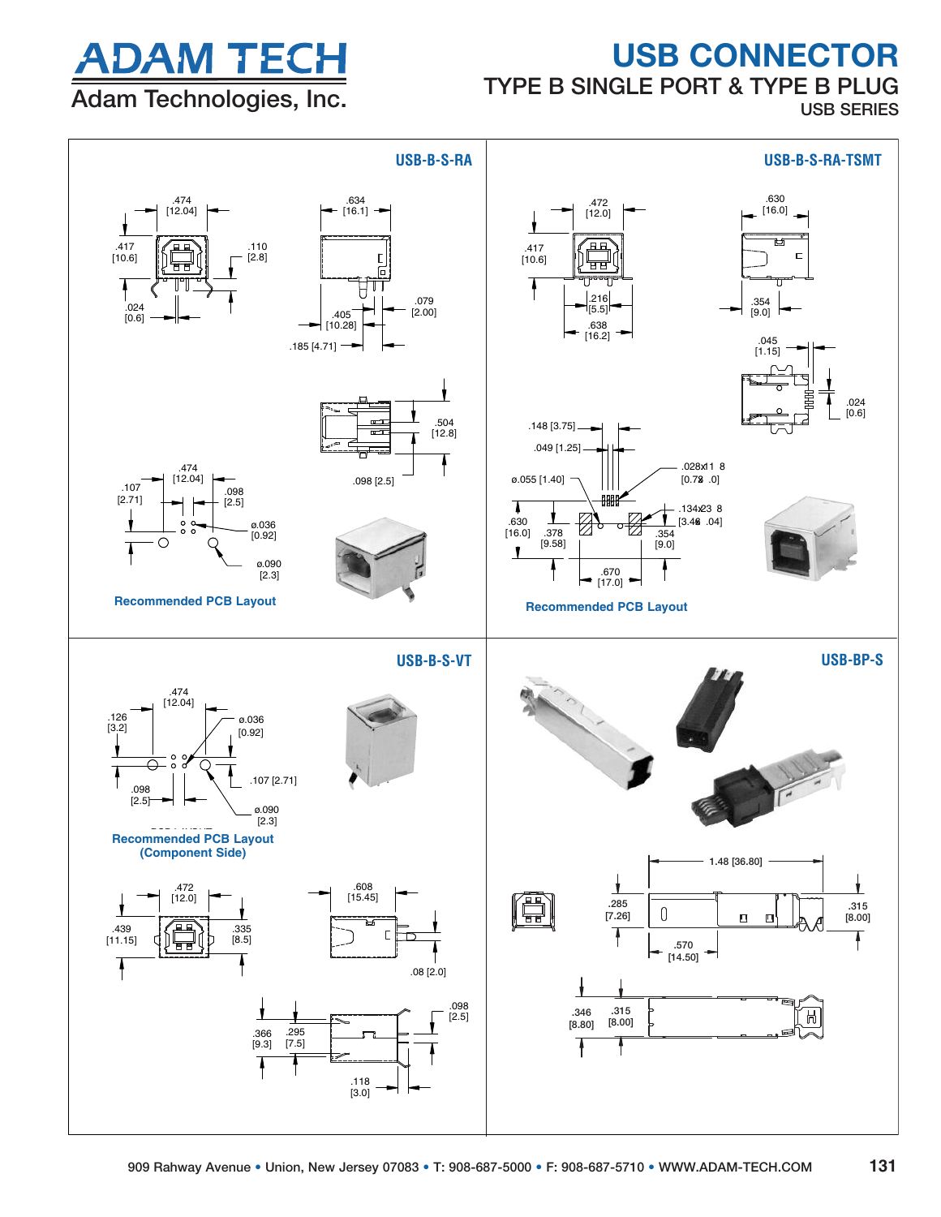# ADAM TECH

Adam Technologies, Inc.

# USB CONNECTOR

## TYPE B SINGLE PORT & TYPE B PLUG

USB SERIES

### USB-B-S-RA

.474
[12.04]

.417
[10.6]

.110
[2.8]

.024
[0.6]

.634
[16.1]

.079
[2.00]

.405
[10.28]

.185 [4.71]

.504
[12.8]

.098 [2.5]

.474
[12.04]

.107
[2.71]

.098
[2.5]

ø.036
[0.92]

ø.090
[2.3]

**Recommended PCB Layout**

### USB-B-S-RA-TSMT

.472
[12.0]

.417
[10.6]

.216
[5.5]

.638
[16.2]

.630
[16.0]

.354
[9.0]

.045
[1.15]

.024
[0.6]

.148 [3.75]

.049 [1.25]

ø.055 [1.40]

.028x1 8
[0.72 .0]

.134x23 8
[3.40 .04]

.630
[16.0]

.378
[9.58]

.354
[9.0]

.670
[17.0]

**Recommended PCB Layout**

### USB-B-S-VT

.474
[12.04]

.126
[3.2]

ø.036
[0.92]

.107 [2.71]

.098
[2.5]

ø.090
[2.3]

**Recommended PCB Layout (Component Side)**

.472
[12.0]

.439
[11.15]

.335
[8.5]

.608
[15.45]

.08 [2.0]

.098
[2.5]

.366
[9.3]

.295
[7.5]

.118
[3.0]

### USB-BP-S

1.48 [36.80]

.285
[7.26]

.315
[8.00]

.570
[14.50]

.346
[8.80]

.315
[8.00]

909 Rahway Avenue • Union, New Jersey 07083 • T: 908-687-5000 • F: 908-687-5710 • WWW.ADAM-TECH.COM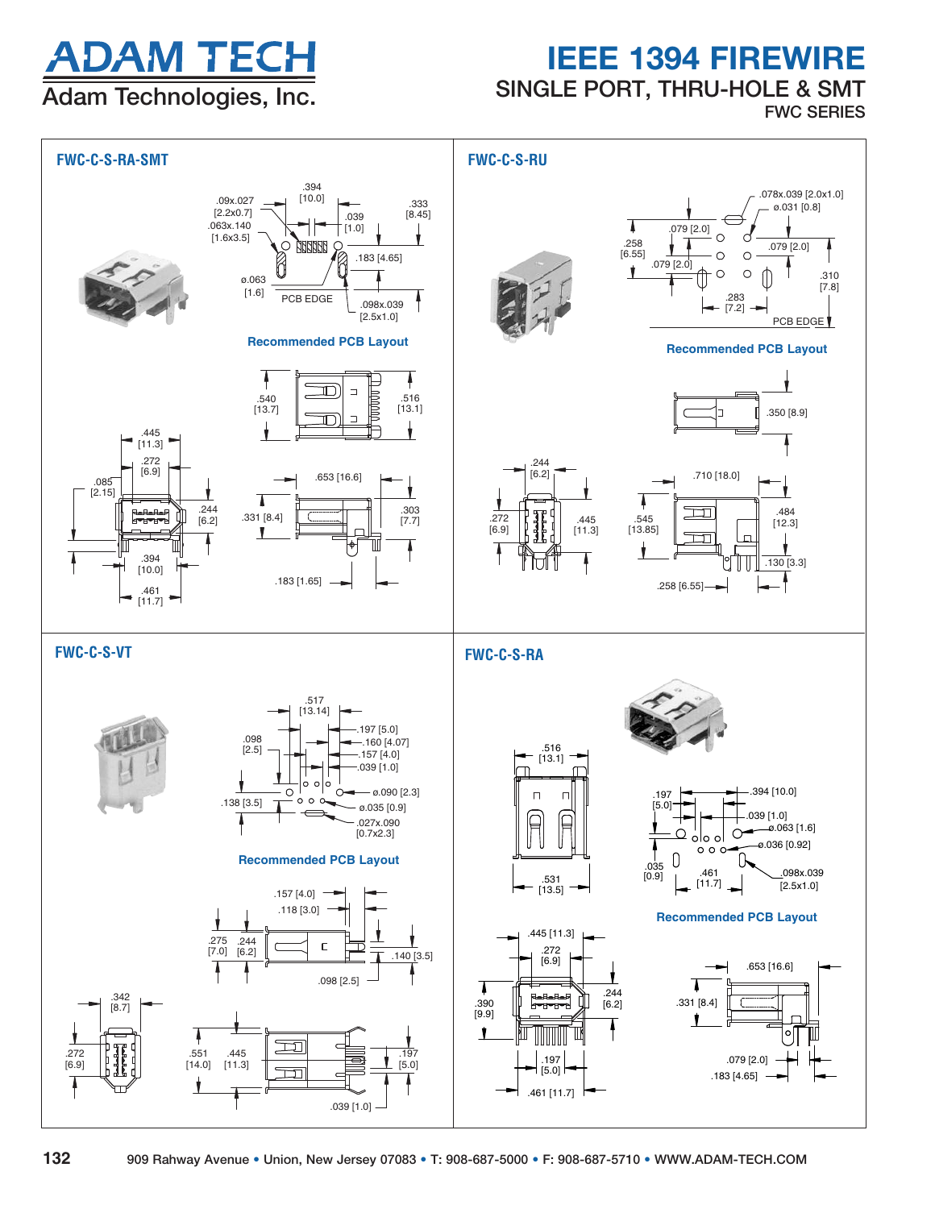# ADAM TECH

Adam Technologies, Inc.

# IEEE 1394 FIREWIRE

## SINGLE PORT, THRU-HOLE & SMT

### FWC SERIES

## FWC-C-S-RA-SMT

.09x.027 [2.2x0.7]
.063x.140 [1.6x3.5]
.394 [10.0]
.039 [1.0]
.333 [8.45]
.183 [4.65]
ø.063 [1.6]
PCB EDGE
.098x.039 [2.5x1.0]

**Recommended PCB Layout**

.540 [13.7]
.516 [13.1]
.445 [11.3]
.272 [6.9]
.085 [2.15]
.244 [6.2]
.394 [10.0]
.461 [11.7]
.653 [16.6]
.331 [8.4]
.303 [7.7]
.183 [1.65]

## FWC-C-S-RU

.078x.039 [2.0x1.0]
ø.031 [0.8]
.079 [2.0]
.258 [6.55]
.079 [2.0]
.079 [2.0]
.310 [7.8]
.283 [7.2]
PCB EDGE

**Recommended PCB Layout**

.350 [8.9]
.244 [6.2]
.272 [6.9]
.445 [11.3]
.710 [18.0]
.545 [13.85]
.484 [12.3]
.130 [3.3]
.258 [6.55]

## FWC-C-S-VT

.517 [13.14]
.098 [2.5]
.197 [5.0]
.160 [4.07]
.157 [4.0]
.039 [1.0]
ø.090 [2.3]
.138 [3.5]
ø.035 [0.9]
.027x.090 [0.7x2.3]

**Recommended PCB Layout**

.157 [4.0]
.118 [3.0]
.275 [7.0]
.244 [6.2]
.140 [3.5]
.098 [2.5]
.342 [8.7]
.272 [6.9]
.551 [14.0]
.445 [11.3]
.197 [5.0]
.039 [1.0]

## FWC-C-S-RA

.516 [13.1]
.531 [13.5]
.197 [5.0]
.394 [10.0]
.039 [1.0]
ø.063 [1.6]
ø.036 [0.92]
.035 [0.9]
.461 [11.7]
.098x.039 [2.5x1.0]

**Recommended PCB Layout**

.445 [11.3]
.272 [6.9]
.390 [9.9]
.244 [6.2]
.197 [5.0]
.461 [11.7]
.653 [16.6]
.331 [8.4]
.079 [2.0]
.183 [4.65]

909 Rahway Avenue • Union, New Jersey 07083 • T: 908-687-5000 • F: 908-687-5710 • WWW.ADAM-TECH.COM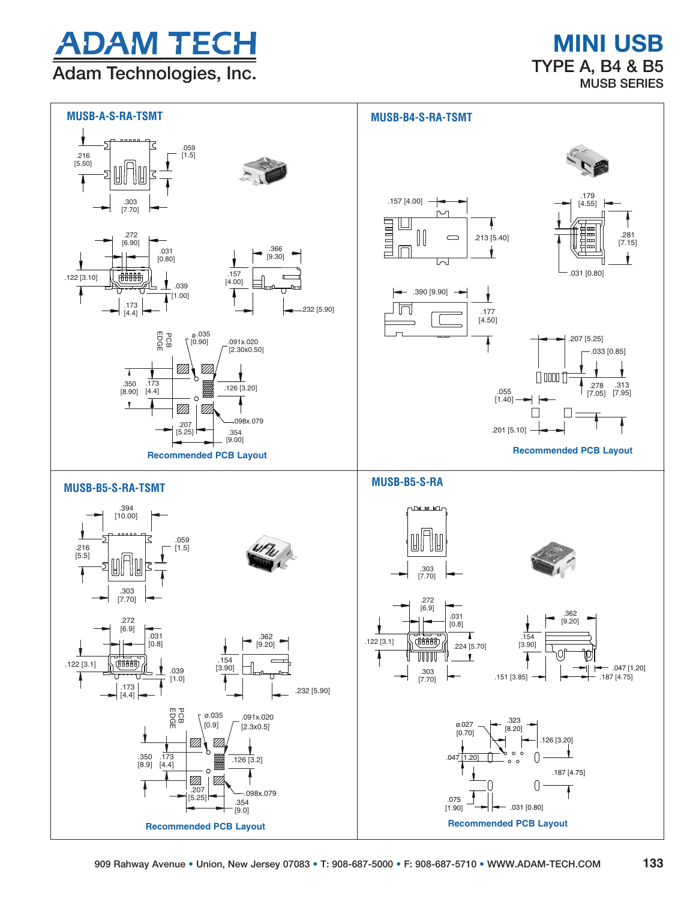# ADAM TECH

Adam Technologies, Inc.

# MINI USB

## TYPE A, B4 & B5

### MUSB SERIES

## MUSB-A-S-RA-TSMT

.216 [5.50]
.059 [1.5]
.303 [7.70]
.272 [6.90]
.031 [0.80]
.122 [3.10]
.039 [1.00]
.173 [4.4]
.366 [9.30]
.157 [4.00]
.232 [5.90]

PCB EDGE
ø.035 [0.90]
.091x.020 [2.30x0.50]
.350 [8.90]
.173 [4.4]
.126 [3.20]
.098x.079
.207 [5.25]
.354 [9.00]

**Recommended PCB Layout**

## MUSB-B4-S-RA-TSMT

.157 [4.00]
.213 [5.40]
.179 [4.55]
.281 [7.15]
.031 [0.80]
.390 [9.90]
.177 [4.50]
.207 [5.25]
.033 [0.85]
.278 [7.05]
.313 [7.95]
.055 [1.40]
.201 [5.10]

**Recommended PCB Layout**

## MUSB-B5-S-RA-TSMT

.394 [10.00]
.216 [5.5]
.059 [1.5]
.303 [7.70]
.272 [6.9]
.031 [0.8]
.122 [3.1]
.039 [1.0]
.173 [4.4]
.362 [9.20]
.154 [3.90]
.232 [5.90]

PCB EDGE
ø.035 [0.9]
.091x.020 [2.3x0.5]
.350 [8.9]
.173 [4.4]
.126 [3.2]
.207 [5.25]
.098x.079
.354 [9.0]

**Recommended PCB Layout**

## MUSB-B5-S-RA

.303 [7.70]
.272 [6.9]
.031 [0.8]
.122 [3.1]
.224 [5.70]
.303 [7.70]
.362 [9.20]
.154 [3.90]
.151 [3.85]
.047 [1.20]
.187 [4.75]

ø.027 [0.70]
.323 [8.20]
.126 [3.20]
.047 [1.20]
.187 [4.75]
.075 [1.90]
.031 [0.80]

**Recommended PCB Layout**

909 Rahway Avenue • Union, New Jersey 07083 • T: 908-687-5000 • F: 908-687-5710 • WWW.ADAM-TECH.COM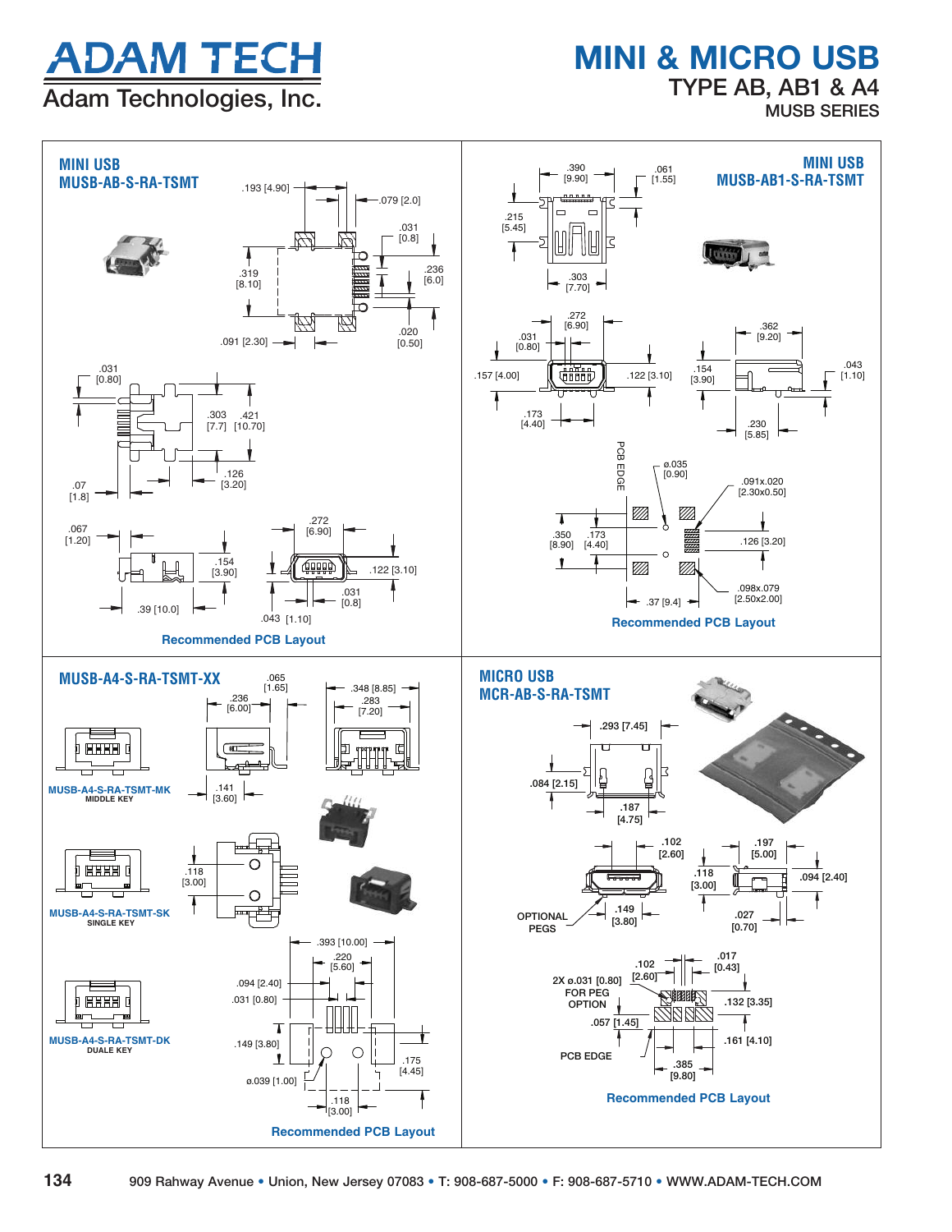# ADAM TECH

Adam Technologies, Inc.

# MINI & MICRO USB

## TYPE AB, AB1 & A4

### MUSB SERIES

## MINI USB
## MUSB-AB-S-RA-TSMT

.193 [4.90]
.079 [2.0]
.031 [0.8]
.319 [8.10]
.236 [6.0]
.020 [0.50]
.091 [2.30]

.031 [0.80]
.303 [7.7]
.421 [10.70]
.126 [3.20]
.07 [1.8]

.067 [1.20]
.154 [3.90]
.39 [10.0]

.272 [6.90]
.122 [3.10]
.031 [0.8]
.043 [1.10]

Recommended PCB Layout

## MINI USB
## MUSB-AB1-S-RA-TSMT

.390 [9.90]
.061 [1.55]
.215 [5.45]
.303 [7.70]

.272 [6.90]
.031 [0.80]
.157 [4.00]
.122 [3.10]
.173 [4.40]

.362 [9.20]
.154 [3.90]
.043 [1.10]
.230 [5.85]

PCB EDGE
ø.035 [0.90]
.091x.020 [2.30x0.50]
.350 [8.90]
.173 [4.40]
.126 [3.20]
.098x.079 [2.50x2.00]
.37 [9.4]

Recommended PCB Layout

## MUSB-A4-S-RA-TSMT-XX

.065 [1.65]
.236 [6.00]
.348 [8.85]
.283 [7.20]
.141 [3.60]

MUSB-A4-S-RA-TSMT-MK
MIDDLE KEY

.118 [3.00]

MUSB-A4-S-RA-TSMT-SK
SINGLE KEY

.393 [10.00]
.220 [5.60]
.094 [2.40]
.031 [0.80]
.149 [3.80]
.175 [4.45]
ø.039 [1.00]
.118 [3.00]

MUSB-A4-S-RA-TSMT-DK
DUALE KEY

Recommended PCB Layout

## MICRO USB
## MCR-AB-S-RA-TSMT

.293 [7.45]
.084 [2.15]
.187 [4.75]

.102 [2.60]
.197 [5.00]
.118 [3.00]
.094 [2.40]
OPTIONAL PEGS
.149 [3.80]
.027 [0.70]

.102 [2.60]
.017 [0.43]
2X ø.031 [0.80] FOR PEG OPTION
.132 [3.35]
.057 [1.45]
.161 [4.10]
PCB EDGE
.385 [9.80]

Recommended PCB Layout

909 Rahway Avenue • Union, New Jersey 07083 • T: 908-687-5000 • F: 908-687-5710 • WWW.ADAM-TECH.COM